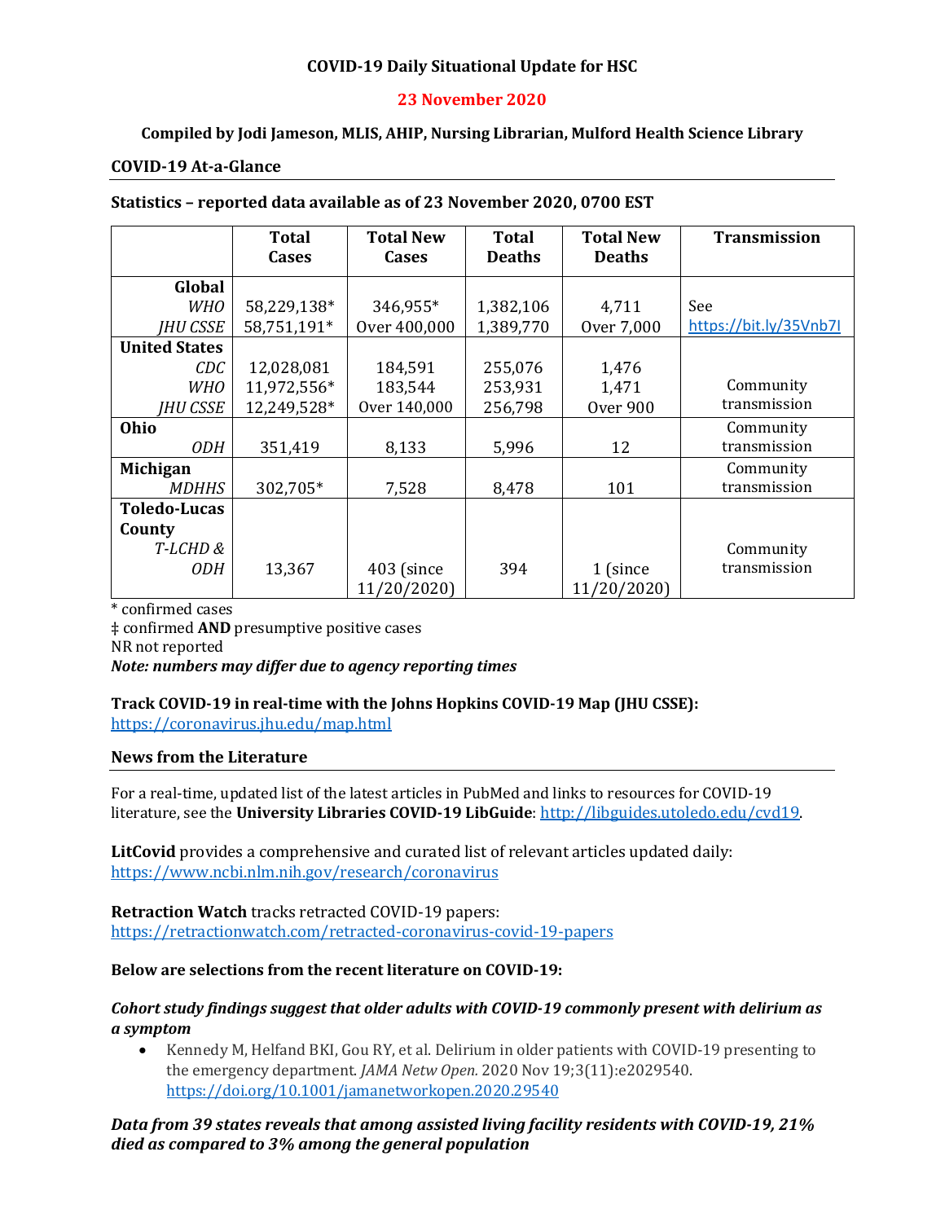**COVID-19 Daily Situational Update for HSC**

**23 November 2020**

**Compiled by Jodi Jameson, MLIS, AHIP, Nursing Librarian, Mulford Health Science Library**

## COVID-19 At-a-Glance

**Statistics – reported data available as of 23 November 2020, 0700 EST**

| | Total Cases | Total New Cases | Total Deaths | Total New Deaths | Transmission |
|---|---|---|---|---|---|
| **Global** | | | | | |
| *WHO* | 58,229,138* | 346,955* | 1,382,106 | 4,711 | See https://bit.ly/35Vnb7I |
| *JHU CSSE* | 58,751,191* | Over 400,000 | 1,389,770 | Over 7,000 | |
| **United States** | | | | | |
| *CDC* | 12,028,081 | 184,591 | 255,076 | 1,476 | |
| *WHO* | 11,972,556* | 183,544 | 253,931 | 1,471 | Community transmission |
| *JHU CSSE* | 12,249,528* | Over 140,000 | 256,798 | Over 900 | |
| **Ohio** | | | | | Community transmission |
| *ODH* | 351,419 | 8,133 | 5,996 | 12 | |
| **Michigan** | | | | | Community transmission |
| *MDHHS* | 302,705* | 7,528 | 8,478 | 101 | |
| **Toledo-Lucas County** | | | | | |
| *T-LCHD & ODH* | 13,367 | 403 (since 11/20/2020) | 394 | 1 (since 11/20/2020) | Community transmission |

\* confirmed cases
‡ confirmed **AND** presumptive positive cases
NR not reported
***Note: numbers may differ due to agency reporting times***

**Track COVID-19 in real-time with the Johns Hopkins COVID-19 Map (JHU CSSE):**
https://coronavirus.jhu.edu/map.html

## News from the Literature

For a real-time, updated list of the latest articles in PubMed and links to resources for COVID-19 literature, see the **University Libraries COVID-19 LibGuide**: http://libguides.utoledo.edu/cvd19.

**LitCovid** provides a comprehensive and curated list of relevant articles updated daily:
https://www.ncbi.nlm.nih.gov/research/coronavirus

**Retraction Watch** tracks retracted COVID-19 papers:
https://retractionwatch.com/retracted-coronavirus-covid-19-papers

**Below are selections from the recent literature on COVID-19:**

***Cohort study findings suggest that older adults with COVID-19 commonly present with delirium as a symptom***

- Kennedy M, Helfand BKI, Gou RY, et al. Delirium in older patients with COVID-19 presenting to the emergency department. *JAMA Netw Open.* 2020 Nov 19;3(11):e2029540. https://doi.org/10.1001/jamanetworkopen.2020.29540

***Data from 39 states reveals that among assisted living facility residents with COVID-19, 21% died as compared to 3% among the general population***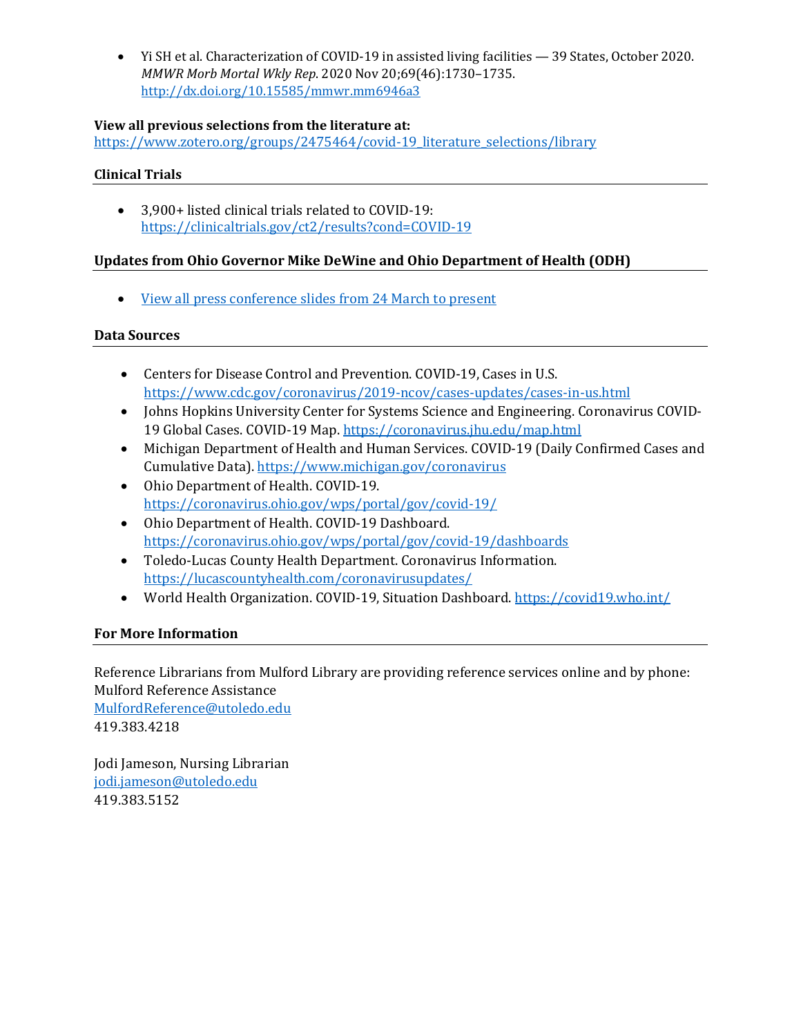- Yi SH et al. Characterization of COVID-19 in assisted living facilities — 39 States, October 2020. *MMWR Morb Mortal Wkly Rep*. 2020 Nov 20;69(46):1730–1735. http://dx.doi.org/10.15585/mmwr.mm6946a3

**View all previous selections from the literature at:**
https://www.zotero.org/groups/2475464/covid-19_literature_selections/library

## Clinical Trials

- 3,900+ listed clinical trials related to COVID-19: https://clinicaltrials.gov/ct2/results?cond=COVID-19

## Updates from Ohio Governor Mike DeWine and Ohio Department of Health (ODH)

- View all press conference slides from 24 March to present

## Data Sources

- Centers for Disease Control and Prevention. COVID-19, Cases in U.S. https://www.cdc.gov/coronavirus/2019-ncov/cases-updates/cases-in-us.html
- Johns Hopkins University Center for Systems Science and Engineering. Coronavirus COVID-19 Global Cases. COVID-19 Map. https://coronavirus.jhu.edu/map.html
- Michigan Department of Health and Human Services. COVID-19 (Daily Confirmed Cases and Cumulative Data). https://www.michigan.gov/coronavirus
- Ohio Department of Health. COVID-19. https://coronavirus.ohio.gov/wps/portal/gov/covid-19/
- Ohio Department of Health. COVID-19 Dashboard. https://coronavirus.ohio.gov/wps/portal/gov/covid-19/dashboards
- Toledo-Lucas County Health Department. Coronavirus Information. https://lucascountyhealth.com/coronavirusupdates/
- World Health Organization. COVID-19, Situation Dashboard. https://covid19.who.int/

## For More Information

Reference Librarians from Mulford Library are providing reference services online and by phone:
Mulford Reference Assistance
MulfordReference@utoledo.edu
419.383.4218

Jodi Jameson, Nursing Librarian
jodi.jameson@utoledo.edu
419.383.5152